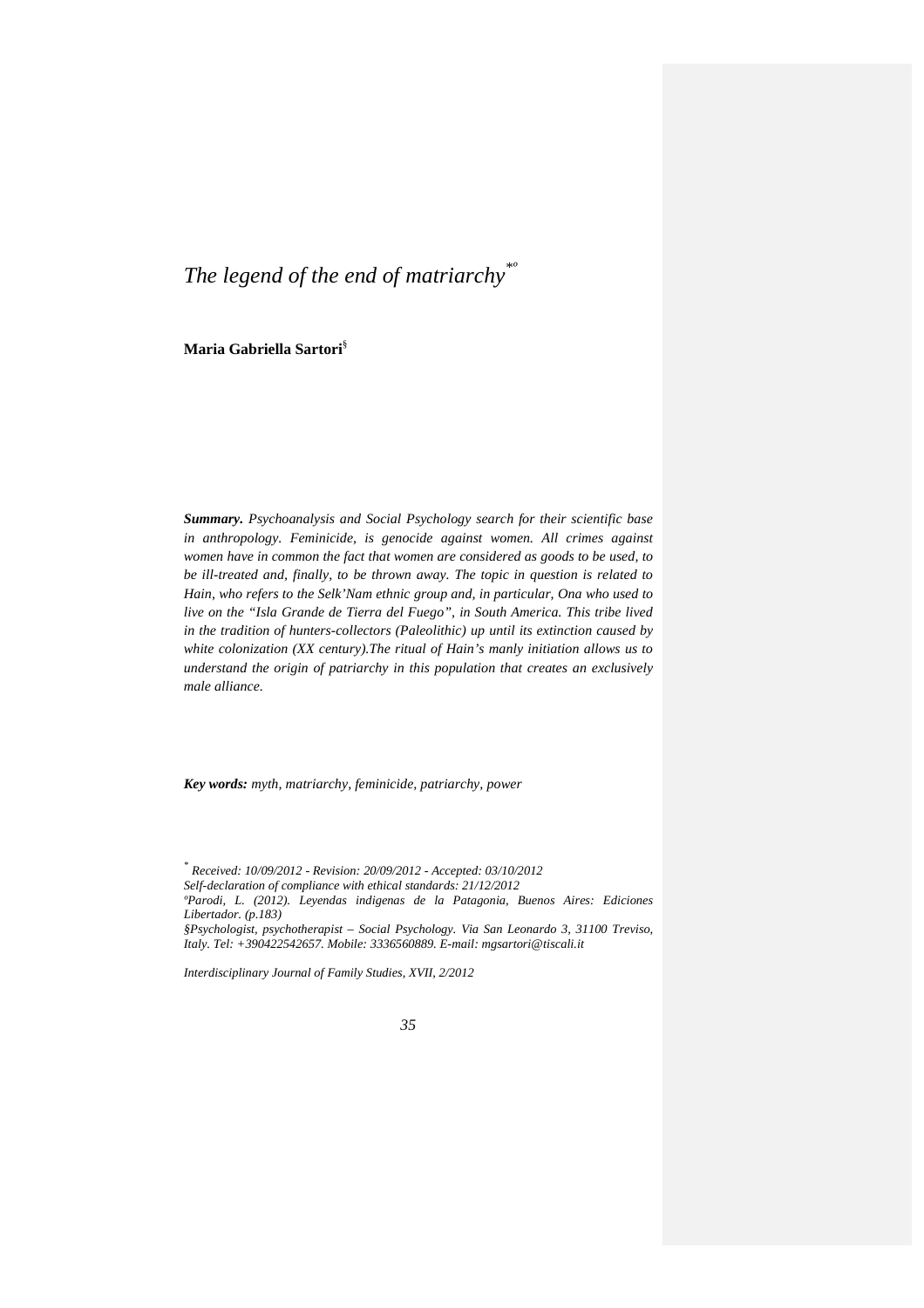# *The legend of the end of matriarchy*[*º]

**Maria Gabriella Sartori**[§]

***Summary.*** *Psychoanalysis and Social Psychology search for their scientific base in anthropology. Feminicide, is genocide against women. All crimes against women have in common the fact that women are considered as goods to be used, to be ill-treated and, finally, to be thrown away. The topic in question is related to Hain, who refers to the Selk'Nam ethnic group and, in particular, Ona who used to live on the "Isla Grande de Tierra del Fuego", in South America. This tribe lived in the tradition of hunters-collectors (Paleolithic) up until its extinction caused by white colonization (XX century).The ritual of Hain's manly initiation allows us to understand the origin of patriarchy in this population that creates an exclusively male alliance.*

***Key words:*** *myth, matriarchy, feminicide, patriarchy, power*

[*] *Received: 10/09/2012 - Revision: 20/09/2012 - Accepted: 03/10/2012*
*Self-declaration of compliance with ethical standards: 21/12/2012*
*ºParodi, L. (2012). Leyendas indigenas de la Patagonia, Buenos Aires: Ediciones Libertador. (p.183)*
*§Psychologist, psychotherapist – Social Psychology. Via San Leonardo 3, 31100 Treviso, Italy. Tel: +390422542657. Mobile: 3336560889. E-mail: mgsartori@tiscali.it*

*Interdisciplinary Journal of Family Studies, XVII, 2/2012*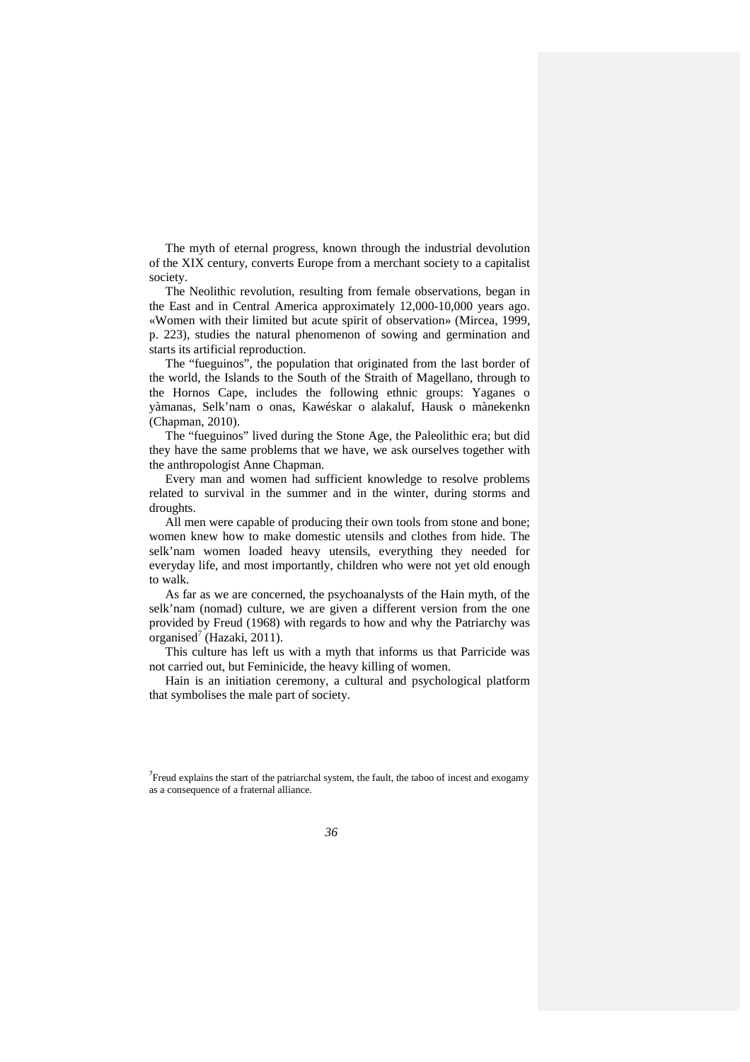The myth of eternal progress, known through the industrial devolution of the XIX century, converts Europe from a merchant society to a capitalist society.

The Neolithic revolution, resulting from female observations, began in the East and in Central America approximately 12,000-10,000 years ago. «Women with their limited but acute spirit of observation» (Mircea, 1999, p. 223), studies the natural phenomenon of sowing and germination and starts its artificial reproduction.

The "fueguinos", the population that originated from the last border of the world, the Islands to the South of the Straith of Magellano, through to the Hornos Cape, includes the following ethnic groups: Yaganes o yàmanas, Selk'nam o onas, Kawéskar o alakaluf, Hausk o mànekenkn (Chapman, 2010).

The "fueguinos" lived during the Stone Age, the Paleolithic era; but did they have the same problems that we have, we ask ourselves together with the anthropologist Anne Chapman.

Every man and women had sufficient knowledge to resolve problems related to survival in the summer and in the winter, during storms and droughts.

All men were capable of producing their own tools from stone and bone; women knew how to make domestic utensils and clothes from hide. The selk'nam women loaded heavy utensils, everything they needed for everyday life, and most importantly, children who were not yet old enough to walk.

As far as we are concerned, the psychoanalysts of the Hain myth, of the selk'nam (nomad) culture, we are given a different version from the one provided by Freud (1968) with regards to how and why the Patriarchy was organised[7] (Hazaki, 2011).

This culture has left us with a myth that informs us that Parricide was not carried out, but Feminicide, the heavy killing of women.

Hain is an initiation ceremony, a cultural and psychological platform that symbolises the male part of society.

[7]Freud explains the start of the patriarchal system, the fault, the taboo of incest and exogamy as a consequence of a fraternal alliance.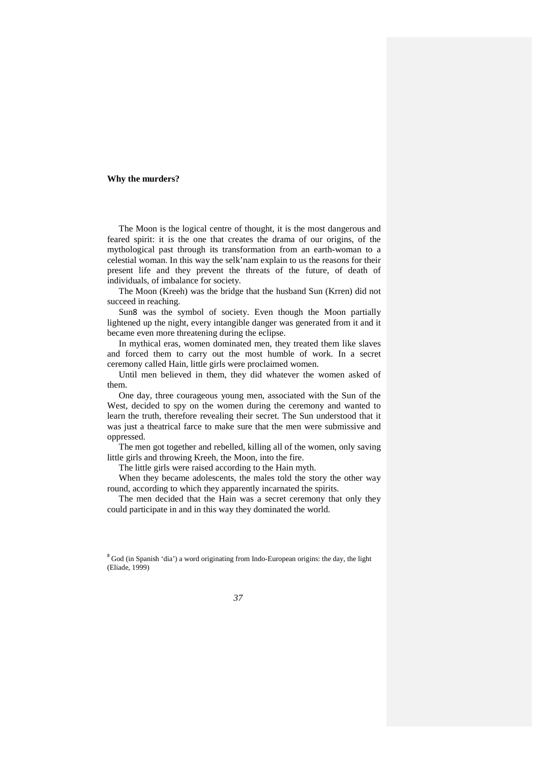**Why the murders?**

The Moon is the logical centre of thought, it is the most dangerous and feared spirit: it is the one that creates the drama of our origins, of the mythological past through its transformation from an earth-woman to a celestial woman. In this way the selk'nam explain to us the reasons for their present life and they prevent the threats of the future, of death of individuals, of imbalance for society.

The Moon (Kreeh) was the bridge that the husband Sun (Krren) did not succeed in reaching.

Sun[8] was the symbol of society. Even though the Moon partially lightened up the night, every intangible danger was generated from it and it became even more threatening during the eclipse.

In mythical eras, women dominated men, they treated them like slaves and forced them to carry out the most humble of work. In a secret ceremony called Hain, little girls were proclaimed women.

Until men believed in them, they did whatever the women asked of them.

One day, three courageous young men, associated with the Sun of the West, decided to spy on the women during the ceremony and wanted to learn the truth, therefore revealing their secret. The Sun understood that it was just a theatrical farce to make sure that the men were submissive and oppressed.

The men got together and rebelled, killing all of the women, only saving little girls and throwing Kreeh, the Moon, into the fire.

The little girls were raised according to the Hain myth.

When they became adolescents, the males told the story the other way round, according to which they apparently incarnated the spirits.

The men decided that the Hain was a secret ceremony that only they could participate in and in this way they dominated the world.

[8] God (in Spanish 'dia') a word originating from Indo-European origins: the day, the light (Eliade, 1999)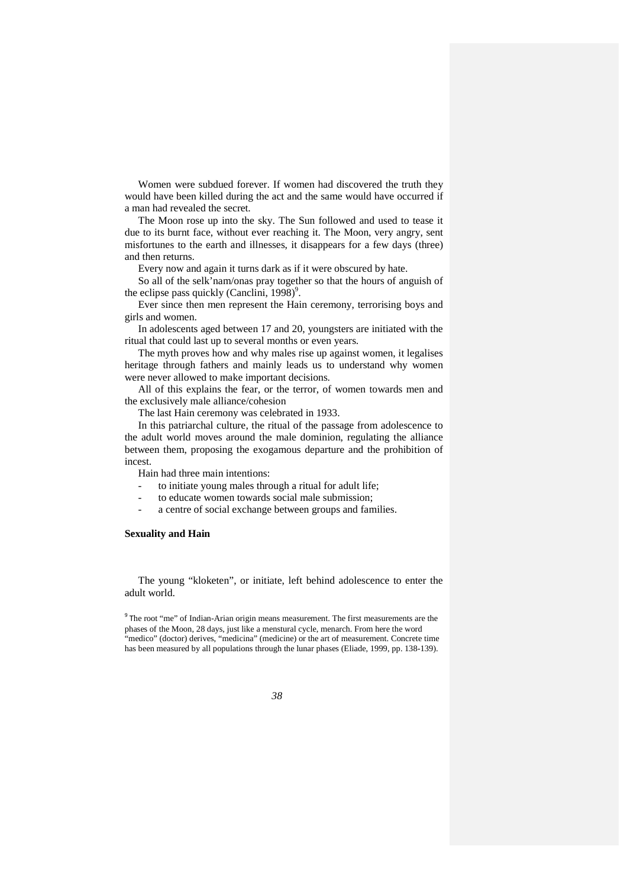Women were subdued forever. If women had discovered the truth they would have been killed during the act and the same would have occurred if a man had revealed the secret.

The Moon rose up into the sky. The Sun followed and used to tease it due to its burnt face, without ever reaching it. The Moon, very angry, sent misfortunes to the earth and illnesses, it disappears for a few days (three) and then returns.

Every now and again it turns dark as if it were obscured by hate.

So all of the selk'nam/onas pray together so that the hours of anguish of the eclipse pass quickly (Canclini, 1998)[9].

Ever since then men represent the Hain ceremony, terrorising boys and girls and women.

In adolescents aged between 17 and 20, youngsters are initiated with the ritual that could last up to several months or even years.

The myth proves how and why males rise up against women, it legalises heritage through fathers and mainly leads us to understand why women were never allowed to make important decisions.

All of this explains the fear, or the terror, of women towards men and the exclusively male alliance/cohesion

The last Hain ceremony was celebrated in 1933.

In this patriarchal culture, the ritual of the passage from adolescence to the adult world moves around the male dominion, regulating the alliance between them, proposing the exogamous departure and the prohibition of incest.

Hain had three main intentions:

- to initiate young males through a ritual for adult life;
- to educate women towards social male submission;
- a centre of social exchange between groups and families.

**Sexuality and Hain**

The young "kloketen", or initiate, left behind adolescence to enter the adult world.

[9] The root "me" of Indian-Arian origin means measurement. The first measurements are the phases of the Moon, 28 days, just like a menstural cycle, menarch. From here the word "medico" (doctor) derives, "medicina" (medicine) or the art of measurement. Concrete time has been measured by all populations through the lunar phases (Eliade, 1999, pp. 138-139).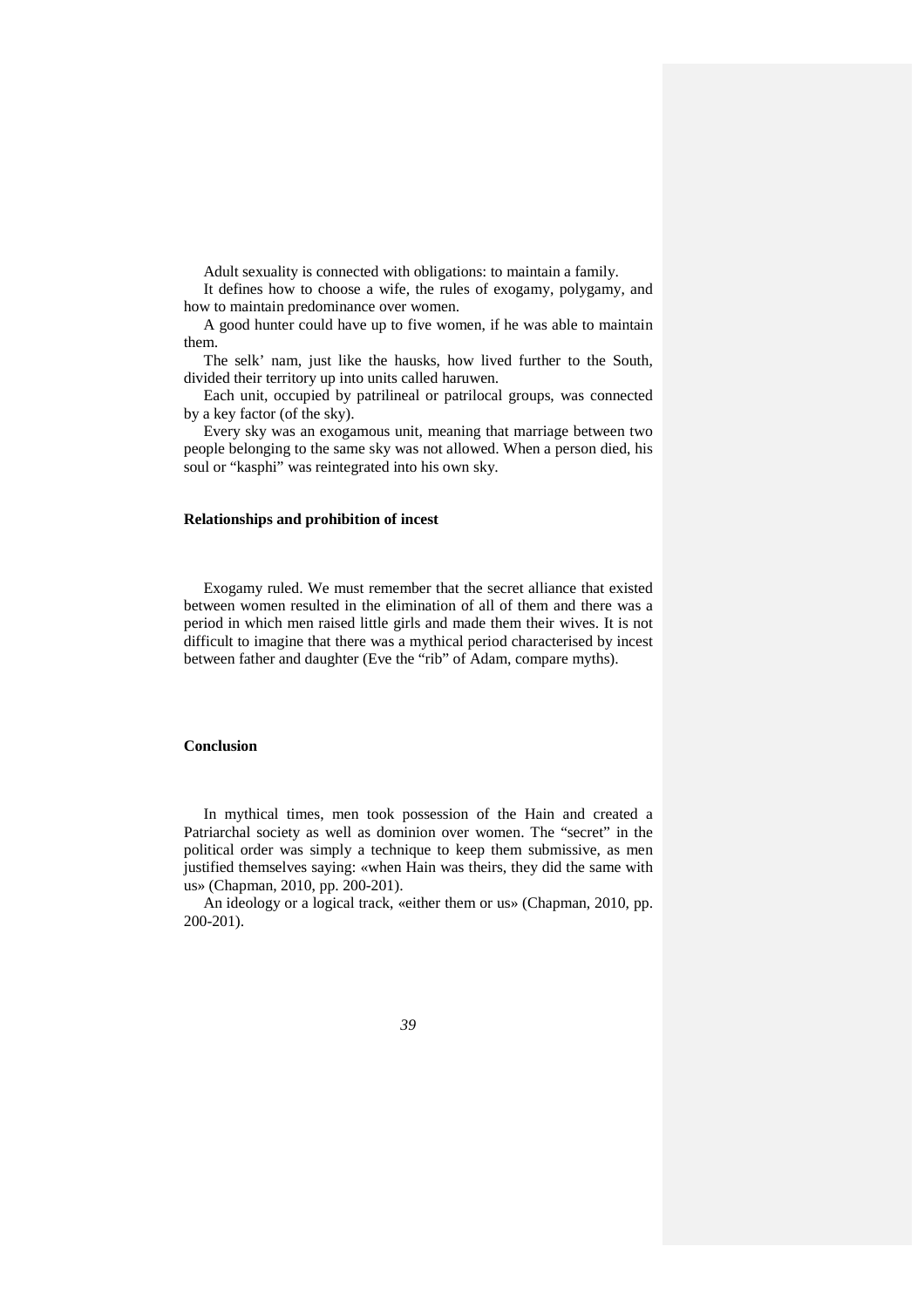Adult sexuality is connected with obligations: to maintain a family.

It defines how to choose a wife, the rules of exogamy, polygamy, and how to maintain predominance over women.

A good hunter could have up to five women, if he was able to maintain them.

The selk' nam, just like the hausks, how lived further to the South, divided their territory up into units called haruwen.

Each unit, occupied by patrilineal or patrilocal groups, was connected by a key factor (of the sky).

Every sky was an exogamous unit, meaning that marriage between two people belonging to the same sky was not allowed. When a person died, his soul or "kasphi" was reintegrated into his own sky.

### Relationships and prohibition of incest

Exogamy ruled. We must remember that the secret alliance that existed between women resulted in the elimination of all of them and there was a period in which men raised little girls and made them their wives. It is not difficult to imagine that there was a mythical period characterised by incest between father and daughter (Eve the "rib" of Adam, compare myths).

### Conclusion

In mythical times, men took possession of the Hain and created a Patriarchal society as well as dominion over women. The "secret" in the political order was simply a technique to keep them submissive, as men justified themselves saying: «when Hain was theirs, they did the same with us» (Chapman, 2010, pp. 200-201).

An ideology or a logical track, «either them or us» (Chapman, 2010, pp. 200-201).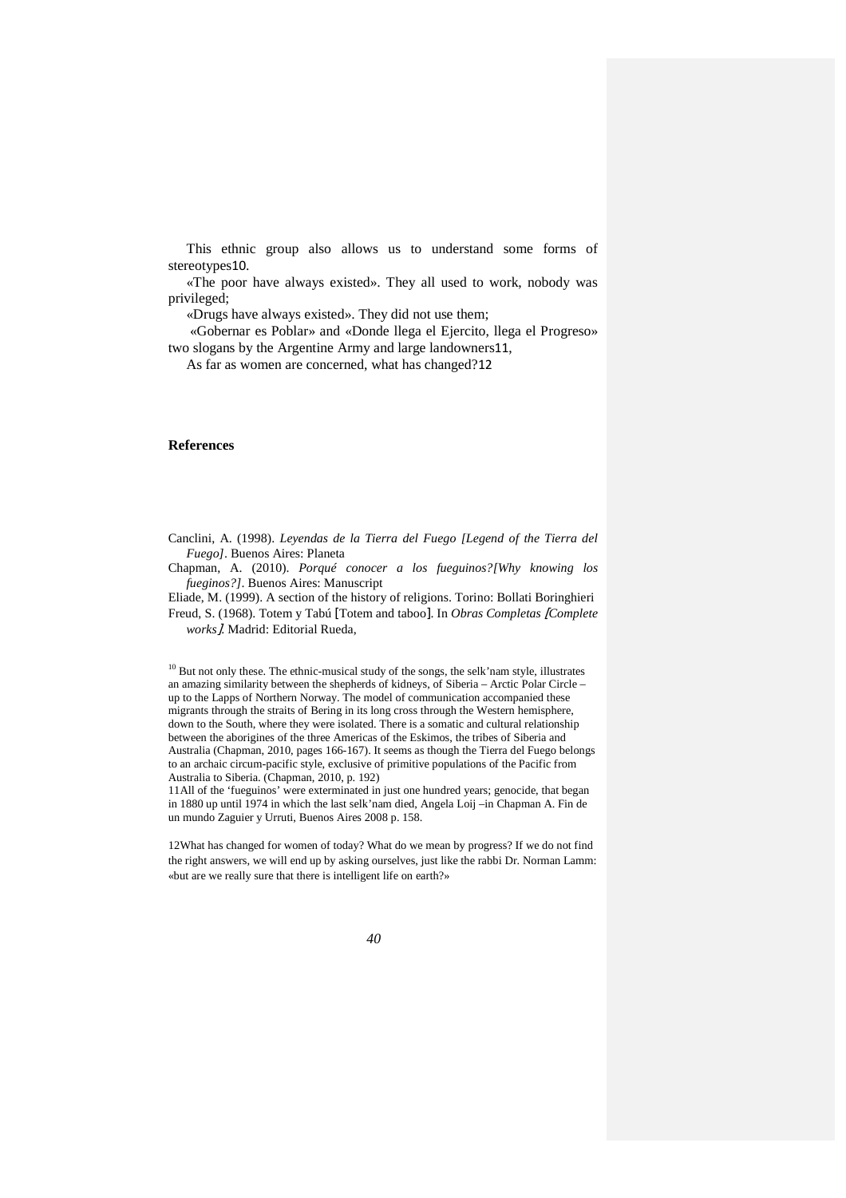This ethnic group also allows us to understand some forms of stereotypes[10].

«The poor have always existed». They all used to work, nobody was privileged;

«Drugs have always existed». They did not use them;

«Gobernar es Poblar» and «Donde llega el Ejercito, llega el Progreso» two slogans by the Argentine Army and large landowners[11],

As far as women are concerned, what has changed?[12]

## References

Canclini, A. (1998). *Leyendas de la Tierra del Fuego [Legend of the Tierra del Fuego]*. Buenos Aires: Planeta

Chapman, A. (2010). *Porqué conocer a los fueguinos?[Why knowing los fueguinos?]*. Buenos Aires: Manuscript

Eliade, M. (1999). A section of the history of religions. Torino: Bollati Boringhieri

Freud, S. (1968). Totem y Tabú [Totem and taboo]. In *Obras Completas [Complete works]*. Madrid: Editorial Rueda,

---

[10] But not only these. The ethnic-musical study of the songs, the selk'nam style, illustrates an amazing similarity between the shepherds of kidneys, of Siberia – Arctic Polar Circle – up to the Lapps of Northern Norway. The model of communication accompanied these migrants through the straits of Bering in its long cross through the Western hemisphere, down to the South, where they were isolated. There is a somatic and cultural relationship between the aborigines of the three Americas of the Eskimos, the tribes of Siberia and Australia (Chapman, 2010, pages 166-167). It seems as though the Tierra del Fuego belongs to an archaic circum-pacific style, exclusive of primitive populations of the Pacific from Australia to Siberia. (Chapman, 2010, p. 192)

[11] All of the 'fueguinos' were exterminated in just one hundred years; genocide, that began in 1880 up until 1974 in which the last selk'nam died, Angela Loij –in Chapman A. Fin de un mundo Zaguier y Urruti, Buenos Aires 2008 p. 158.

[12] What has changed for women of today? What do we mean by progress? If we do not find the right answers, we will end up by asking ourselves, just like the rabbi Dr. Norman Lamm: «but are we really sure that there is intelligent life on earth?»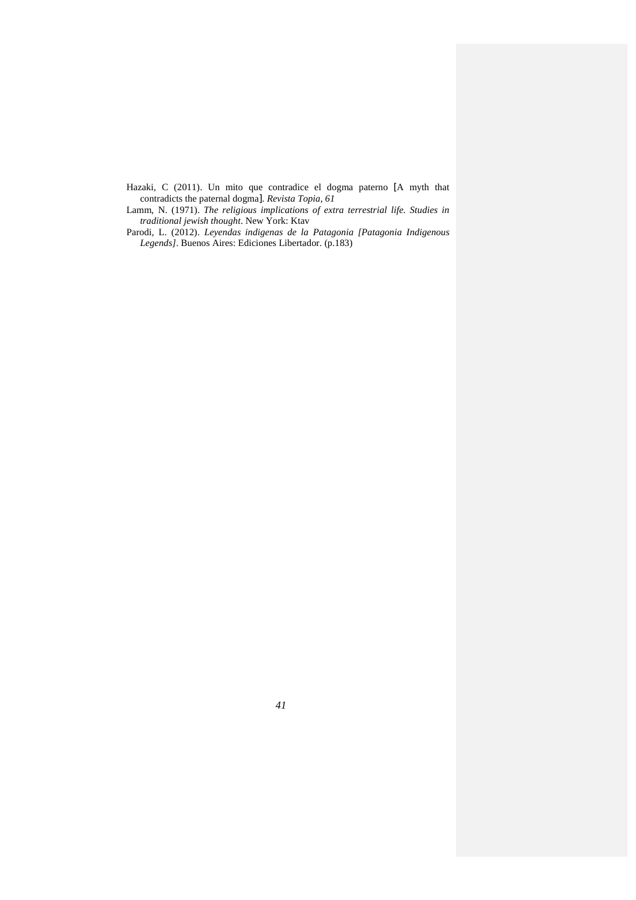Hazaki, C (2011). Un mito que contradice el dogma paterno [A myth that contradicts the paternal dogma]. *Revista Topia, 61*

Lamm, N. (1971). *The religious implications of extra terrestrial life. Studies in traditional jewish thought*. New York: Ktav

Parodi, L. (2012). *Leyendas indigenas de la Patagonia [Patagonia Indigenous Legends]*. Buenos Aires: Ediciones Libertador. (p.183)